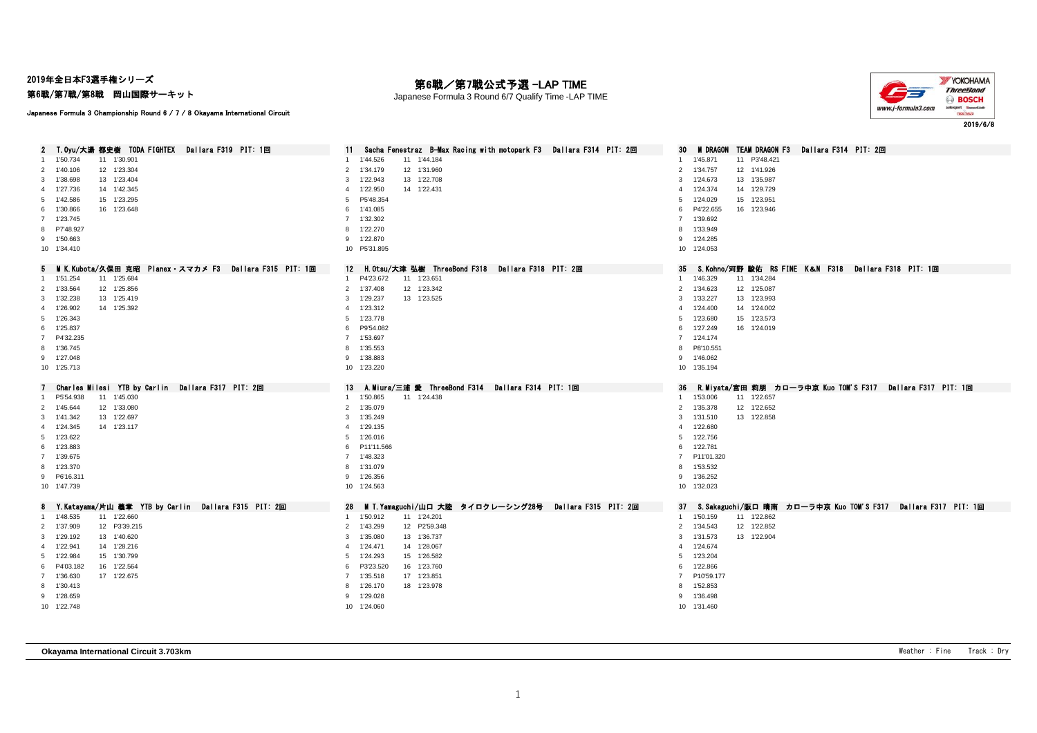2019年全日本F3選手権シリーズ
第6戦/第7戦/第8戦　岡山国際サーキット

Japanese Formula 3 Championship Round 6 / 7 / 8 Okayama International Circuit

# 第6戦／第7戦公式予選 -LAP TIME

Japanese Formula 3 Round 6/7 Qualify Time -LAP TIME

2019/6/8

### 2 T.Oyu/大湯 都史樹 TODA FIGHTEX Dallara F319 PIT: 1回

| Lap | Time | Lap | Time |
|---|---|---|---|
| 1 | 1'50.734 | 11 | 1'30.901 |
| 2 | 1'40.106 | 12 | 1'23.304 |
| 3 | 1'38.698 | 13 | 1'23.404 |
| 4 | 1'27.736 | 14 | 1'42.345 |
| 5 | 1'42.586 | 15 | 1'23.295 |
| 6 | 1'30.866 | 16 | 1'23.648 |
| 7 | 1'23.745 | | |
| 8 | P7'48.927 | | |
| 9 | 1'50.663 | | |
| 10 | 1'34.410 | | |

### 11 Sacha Fenestraz B-Max Racing with motopark F3 Dallara F314 PIT: 2回

| Lap | Time | Lap | Time |
|---|---|---|---|
| 1 | 1'44.526 | 11 | 1'44.184 |
| 2 | 1'34.179 | 12 | 1'31.960 |
| 3 | 1'22.943 | 13 | 1'22.708 |
| 4 | 1'22.950 | 14 | 1'22.431 |
| 5 | P5'48.354 | | |
| 6 | 1'41.085 | | |
| 7 | 1'32.302 | | |
| 8 | 1'22.270 | | |
| 9 | 1'22.870 | | |
| 10 | P5'31.895 | | |

### 30 M DRAGON TEAM DRAGON F3 Dallara F314 PIT: 2回

| Lap | Time | Lap | Time |
|---|---|---|---|
| 1 | 1'45.871 | 11 | P3'48.421 |
| 2 | 1'34.757 | 12 | 1'41.926 |
| 3 | 1'24.673 | 13 | 1'35.987 |
| 4 | 1'24.374 | 14 | 1'29.729 |
| 5 | 1'24.029 | 15 | 1'23.951 |
| 6 | P4'22.655 | 16 | 1'23.946 |
| 7 | 1'39.692 | | |
| 8 | 1'33.949 | | |
| 9 | 1'24.285 | | |
| 10 | 1'24.053 | | |

### 5 M K.Kubota/久保田 克昭 Planex・スマカメ F3 Dallara F315 PIT: 1回

| Lap | Time | Lap | Time |
|---|---|---|---|
| 1 | 1'51.254 | 11 | 1'25.684 |
| 2 | 1'33.564 | 12 | 1'25.856 |
| 3 | 1'32.238 | 13 | 1'25.419 |
| 4 | 1'26.902 | 14 | 1'25.392 |
| 5 | 1'26.343 | | |
| 6 | 1'25.837 | | |
| 7 | P4'32.235 | | |
| 8 | 1'36.745 | | |
| 9 | 1'27.048 | | |
| 10 | 1'25.713 | | |

### 12 H.Otsu/大津 弘樹 ThreeBond F318 Dallara F318 PIT: 2回

| Lap | Time | Lap | Time |
|---|---|---|---|
| 1 | P4'23.672 | 11 | 1'23.651 |
| 2 | 1'37.408 | 12 | 1'23.342 |
| 3 | 1'29.237 | 13 | 1'23.525 |
| 4 | 1'23.312 | | |
| 5 | 1'23.778 | | |
| 6 | P9'54.082 | | |
| 7 | 1'53.697 | | |
| 8 | 1'35.553 | | |
| 9 | 1'38.883 | | |
| 10 | 1'23.220 | | |

### 35 S.Kohno/河野 駿佑 RS FINE K&N F318 Dallara F318 PIT: 1回

| Lap | Time | Lap | Time |
|---|---|---|---|
| 1 | 1'46.329 | 11 | 1'34.284 |
| 2 | 1'34.623 | 12 | 1'25.087 |
| 3 | 1'33.227 | 13 | 1'23.993 |
| 4 | 1'24.400 | 14 | 1'24.002 |
| 5 | 1'23.680 | 15 | 1'23.573 |
| 6 | 1'27.249 | 16 | 1'24.019 |
| 7 | 1'24.174 | | |
| 8 | P8'10.551 | | |
| 9 | 1'46.062 | | |
| 10 | 1'35.194 | | |

### 7 Charles Milesi YTB by Carlin Dallara F317 PIT: 2回

| Lap | Time | Lap | Time |
|---|---|---|---|
| 1 | P5'54.938 | 11 | 1'45.030 |
| 2 | 1'45.644 | 12 | 1'33.080 |
| 3 | 1'41.342 | 13 | 1'22.697 |
| 4 | 1'24.345 | 14 | 1'23.117 |
| 5 | 1'23.622 | | |
| 6 | 1'23.883 | | |
| 7 | 1'39.675 | | |
| 8 | 1'23.370 | | |
| 9 | P6'16.311 | | |
| 10 | 1'47.739 | | |

### 13 A.Miura/三浦 愛 ThreeBond F314 Dallara F314 PIT: 1回

| Lap | Time | Lap | Time |
|---|---|---|---|
| 1 | 1'50.865 | 11 | 1'24.438 |
| 2 | 1'35.079 | | |
| 3 | 1'35.249 | | |
| 4 | 1'29.135 | | |
| 5 | 1'26.016 | | |
| 6 | P11'11.566 | | |
| 7 | 1'48.323 | | |
| 8 | 1'31.079 | | |
| 9 | 1'26.356 | | |
| 10 | 1'24.563 | | |

### 36 R.Miyata/宮田 莉朋 カローラ中京 Kuo TOM'S F317 Dallara F317 PIT: 1回

| Lap | Time | Lap | Time |
|---|---|---|---|
| 1 | 1'53.006 | 11 | 1'22.657 |
| 2 | 1'35.378 | 12 | 1'22.652 |
| 3 | 1'31.510 | 13 | 1'22.858 |
| 4 | 1'22.680 | | |
| 5 | 1'22.756 | | |
| 6 | 1'22.781 | | |
| 7 | P11'01.320 | | |
| 8 | 1'53.532 | | |
| 9 | 1'36.252 | | |
| 10 | 1'32.023 | | |

### 8 Y.Katayama/片山 義章 YTB by Carlin Dallara F315 PIT: 2回

| Lap | Time | Lap | Time |
|---|---|---|---|
| 1 | 1'48.535 | 11 | 1'22.660 |
| 2 | 1'37.909 | 12 | P3'39.215 |
| 3 | 1'29.192 | 13 | 1'40.620 |
| 4 | 1'22.941 | 14 | 1'28.216 |
| 5 | 1'22.984 | 15 | 1'30.799 |
| 6 | P4'03.182 | 16 | 1'22.564 |
| 7 | 1'36.630 | 17 | 1'22.675 |
| 8 | 1'30.413 | | |
| 9 | 1'28.659 | | |
| 10 | 1'22.748 | | |

### 28 M T.Yamaguchi/山口 大陸 タイロクレーシング28号 Dallara F315 PIT: 2回

| Lap | Time | Lap | Time |
|---|---|---|---|
| 1 | 1'50.912 | 11 | 1'24.201 |
| 2 | 1'43.299 | 12 | P2'59.348 |
| 3 | 1'35.080 | 13 | 1'36.737 |
| 4 | 1'24.471 | 14 | 1'28.067 |
| 5 | 1'24.293 | 15 | 1'26.582 |
| 6 | P3'23.520 | 16 | 1'23.760 |
| 7 | 1'35.518 | 17 | 1'23.851 |
| 8 | 1'26.170 | 18 | 1'23.978 |
| 9 | 1'29.028 | | |
| 10 | 1'24.060 | | |

### 37 S.Sakaguchi/阪口 晴南 カローラ中京 Kuo TOM'S F317 Dallara F317 PIT: 1回

| Lap | Time | Lap | Time |
|---|---|---|---|
| 1 | 1'50.159 | 11 | 1'22.862 |
| 2 | 1'34.543 | 12 | 1'22.852 |
| 3 | 1'31.573 | 13 | 1'22.904 |
| 4 | 1'24.674 | | |
| 5 | 1'23.204 | | |
| 6 | 1'22.866 | | |
| 7 | P10'59.177 | | |
| 8 | 1'52.853 | | |
| 9 | 1'36.498 | | |
| 10 | 1'31.460 | | |

**Okayama International Circuit 3.703km**　　Weather : Fine　Track : Dry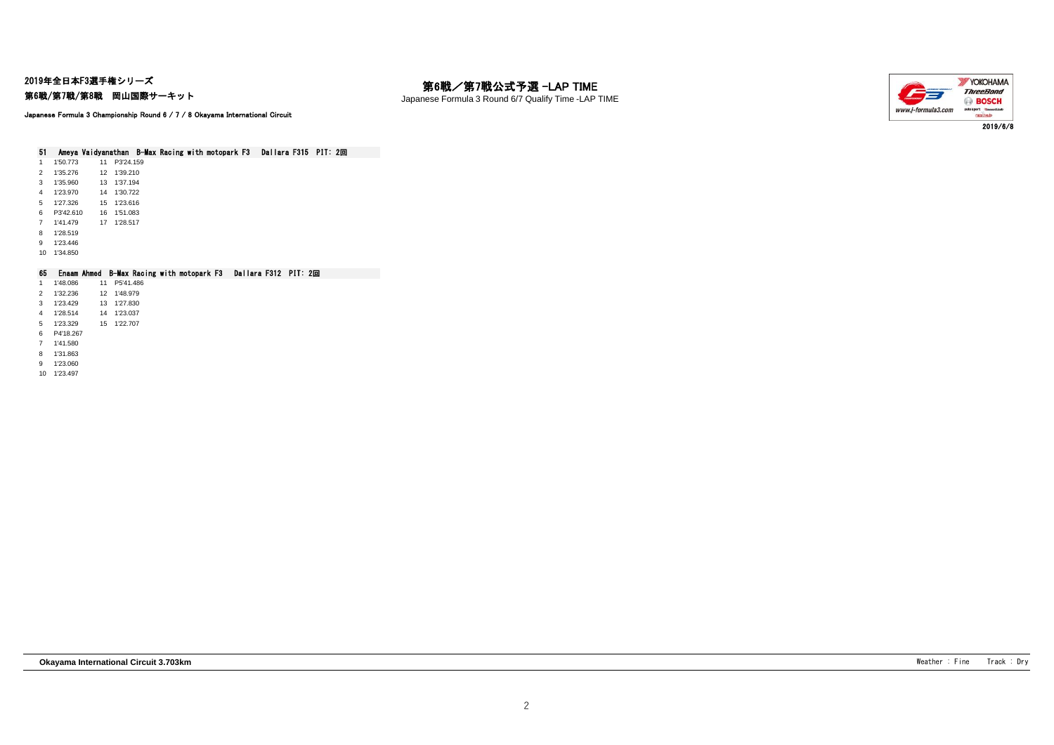2019年全日本F3選手権シリーズ

第6戦/第7戦/第8戦　岡山国際サーキット

Japanese Formula 3 Championship Round 6 / 7 / 8 Okayama International Circuit

# 第6戦／第7戦公式予選 -LAP TIME

Japanese Formula 3 Round 6/7 Qualify Time -LAP TIME

2019/6/8

### 51　Ameya Vaidyanathan　B-Max Racing with motopark F3　Dallara F315　PIT: 2回

| | | | |
|---|---|---|---|
| 1 | 1'50.773 | 11 | P3'24.159 |
| 2 | 1'35.276 | 12 | 1'39.210 |
| 3 | 1'35.960 | 13 | 1'37.194 |
| 4 | 1'23.970 | 14 | 1'30.722 |
| 5 | 1'27.326 | 15 | 1'23.616 |
| 6 | P3'42.610 | 16 | 1'51.083 |
| 7 | 1'41.479 | 17 | 1'28.517 |
| 8 | 1'28.519 | | |
| 9 | 1'23.446 | | |
| 10 | 1'34.850 | | |

### 65　Enaam Ahmed　B-Max Racing with motopark F3　Dallara F312　PIT: 2回

| | | | |
|---|---|---|---|
| 1 | 1'48.086 | 11 | P5'41.486 |
| 2 | 1'32.236 | 12 | 1'48.979 |
| 3 | 1'23.429 | 13 | 1'27.830 |
| 4 | 1'28.514 | 14 | 1'23.037 |
| 5 | 1'23.329 | 15 | 1'22.707 |
| 6 | P4'18.267 | | |
| 7 | 1'41.580 | | |
| 8 | 1'31.863 | | |
| 9 | 1'23.060 | | |
| 10 | 1'23.497 | | |

**Okayama International Circuit 3.703km**

Weather : Fine　Track : Dry